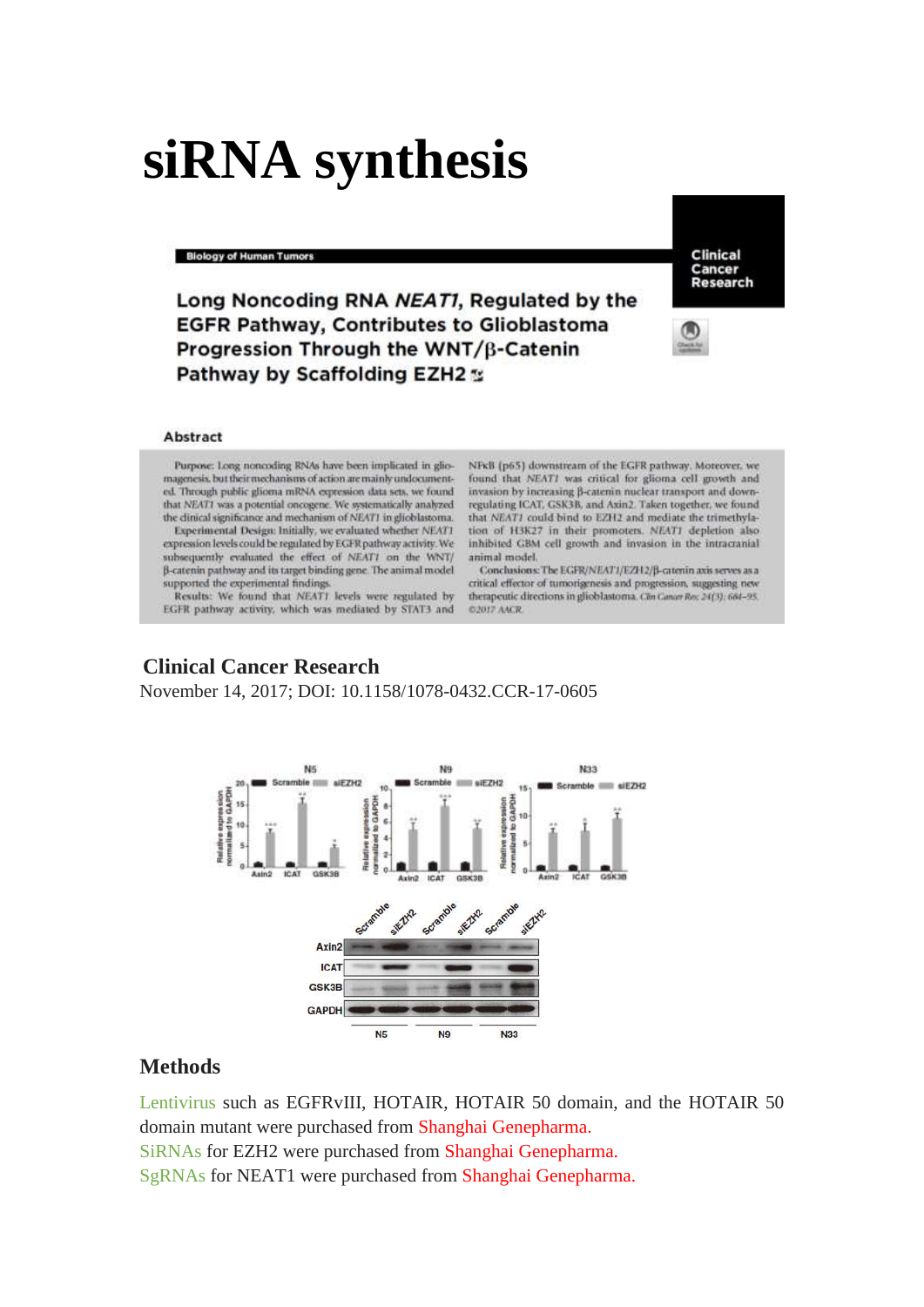# siRNA synthesis

**Biology of Human Tumors**

**Clinical Cancer Research**

## Long Noncoding RNA *NEAT1*, Regulated by the EGFR Pathway, Contributes to Glioblastoma Progression Through the WNT/β-Catenin Pathway by Scaffolding EZH2

### Abstract

**Purpose:** Long noncoding RNAs have been implicated in gliomagenesis, but their mechanisms of action are mainly undocumented. Through public glioma mRNA expression data sets, we found that *NEAT1* was a potential oncogene. We systematically analyzed the clinical significance and mechanism of *NEAT1* in glioblastoma.

**Experimental Design:** Initially, we evaluated whether *NEAT1* expression levels could be regulated by EGFR pathway activity. We subsequently evaluated the effect of *NEAT1* on the WNT/β-catenin pathway and its target binding gene. The animal model supported the experimental findings.

**Results:** We found that *NEAT1* levels were regulated by EGFR pathway activity, which was mediated by STAT3 and NFκB (p65) downstream of the EGFR pathway. Moreover, we found that *NEAT1* was critical for glioma cell growth and invasion by increasing β-catenin nuclear transport and downregulating ICAT, GSK3B, and Axin2. Taken together, we found that *NEAT1* could bind to EZH2 and mediate the trimethylation of H3K27 in their promoters. *NEAT1* depletion also inhibited GBM cell growth and invasion in the intracranial animal model.

**Conclusions:** The EGFR/*NEAT1*/EZH2/β-catenin axis serves as a critical effector of tumorigenesis and progression, suggesting new therapeutic directions in glioblastoma. *Clin Cancer Res; 24(3); 684–95.* ©2017 AACR.

### Clinical Cancer Research

November 14, 2017; DOI: 10.1158/1078-0432.CCR-17-0605

### Methods

Lentivirus such as EGFRvIII, HOTAIR, HOTAIR 50 domain, and the HOTAIR 50 domain mutant were purchased from Shanghai Genepharma.
SiRNAs for EZH2 were purchased from Shanghai Genepharma.
SgRNAs for NEAT1 were purchased from Shanghai Genepharma.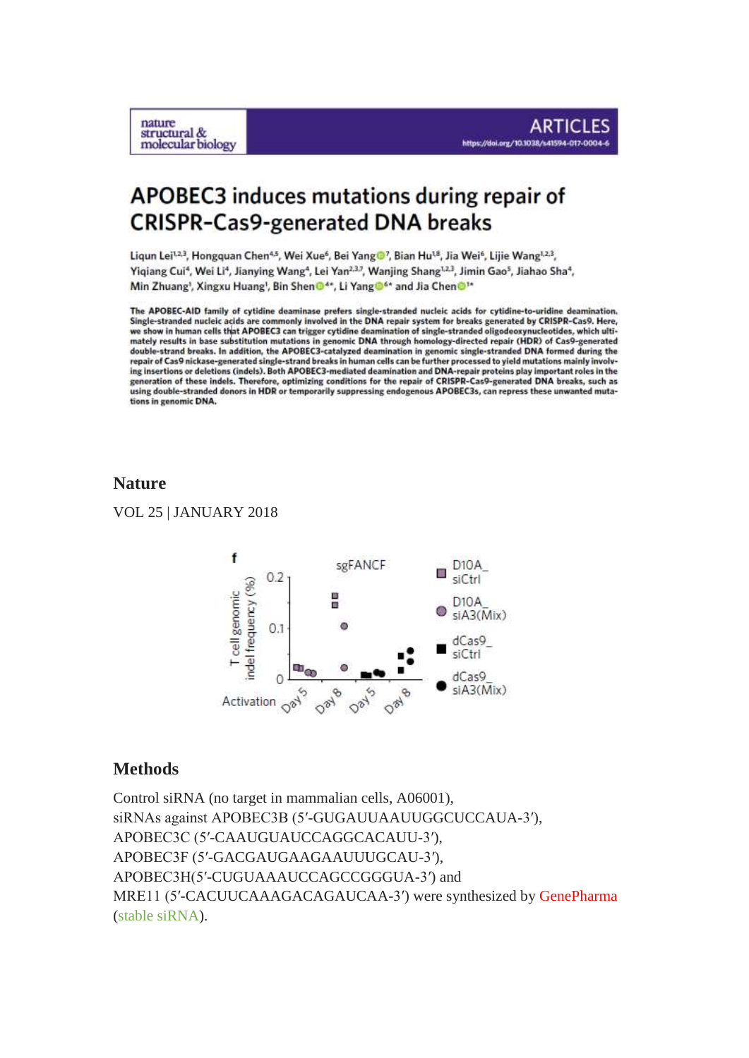nature structural & molecular biology

ARTICLES

https://doi.org/10.1038/s41594-017-0004-6

# APOBEC3 induces mutations during repair of CRISPR-Cas9-generated DNA breaks

Liqun Lei[1,2,3], Hongquan Chen[4,5], Wei Xue[6], Bei Yang[7], Bian Hu[1,8], Jia Wei[6], Lijie Wang[1,2,3], Yiqiang Cui[4], Wei Li[4], Jianying Wang[4], Lei Yan[2,3,7], Wanjing Shang[1,2,3], Jimin Gao[5], Jiahao Sha[4], Min Zhuang[1], Xingxu Huang[1], Bin Shen[4*], Li Yang[6*] and Jia Chen[1*]

**The APOBEC-AID family of cytidine deaminase prefers single-stranded nucleic acids for cytidine-to-uridine deamination. Single-stranded nucleic acids are commonly involved in the DNA repair system for breaks generated by CRISPR-Cas9. Here, we show in human cells that APOBEC3 can trigger cytidine deamination of single-stranded oligodeoxynucleotides, which ultimately results in base substitution mutations in genomic DNA through homology-directed repair (HDR) of Cas9-generated double-strand breaks. In addition, the APOBEC3-catalyzed deamination in genomic single-stranded DNA formed during the repair of Cas9 nickase-generated single-strand breaks in human cells can be further processed to yield mutations mainly involving insertions or deletions (indels). Both APOBEC3-mediated deamination and DNA-repair proteins play important roles in the generation of these indels. Therefore, optimizing conditions for the repair of CRISPR-Cas9-generated DNA breaks, such as using double-stranded donors in HDR or temporarily suppressing endogenous APOBEC3s, can repress these unwanted mutations in genomic DNA.**

## Nature

VOL 25 | JANUARY 2018

## Methods

Control siRNA (no target in mammalian cells, A06001),
siRNAs against APOBEC3B (5′-GUGAUUAAUUGGCUCCAUA-3′),
APOBEC3C (5′-CAAUGUAUCCAGGCACAUU-3′),
APOBEC3F (5′-GACGAUGAAGAAUUUGCAU-3′),
APOBEC3H(5′-CUGUAAAUCCAGCCGGGUA-3′) and
MRE11 (5′-CACUUCAAAGACAGAUCAA-3′) were synthesized by GenePharma (stable siRNA).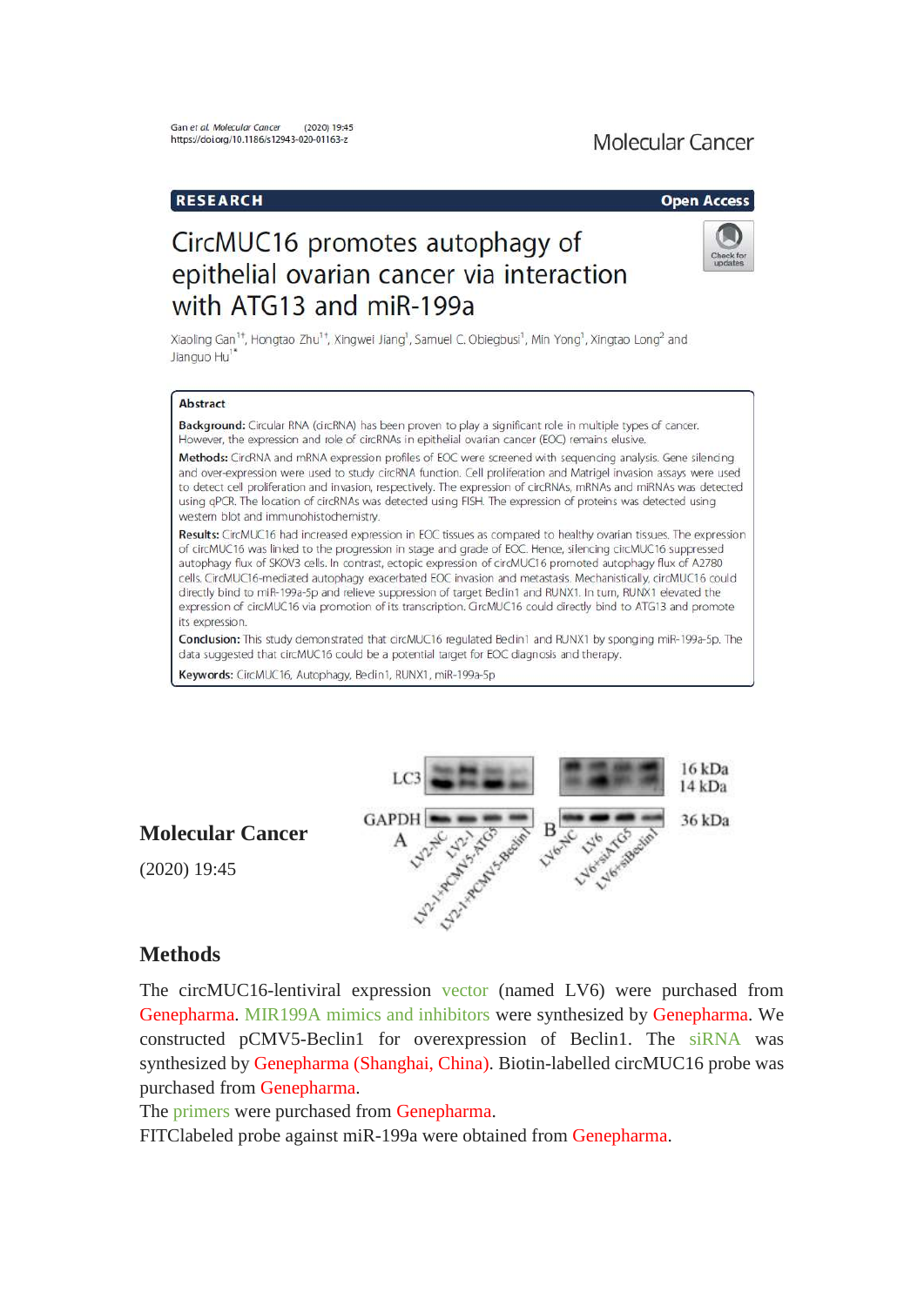Gan et al. Molecular Cancer (2020) 19:45
https://doi.org/10.1186/s12943-020-01163-z

Molecular Cancer

**RESEARCH** **Open Access**

# CircMUC16 promotes autophagy of epithelial ovarian cancer via interaction with ATG13 and miR-199a

Xiaoling Gan[1†], Hongtao Zhu[1†], Xingwei Jiang[1], Samuel C. Obiegbusi[1], Min Yong[1], Xingtao Long[2] and Jianguo Hu[1*]

**Abstract**

**Background:** Circular RNA (circRNA) has been proven to play a significant role in multiple types of cancer. However, the expression and role of circRNAs in epithelial ovarian cancer (EOC) remains elusive.

**Methods:** CircRNA and mRNA expression profiles of EOC were screened with sequencing analysis. Gene silencing and over-expression were used to study circRNA function. Cell proliferation and Matrigel invasion assays were used to detect cell proliferation and invasion, respectively. The expression of circRNAs, mRNAs and miRNAs was detected using qPCR. The location of circRNAs was detected using FISH. The expression of proteins was detected using western blot and immunohistochemistry.

**Results:** CircMUC16 had increased expression in EOC tissues as compared to healthy ovarian tissues. The expression of circMUC16 was linked to the progression in stage and grade of EOC. Hence, silencing circMUC16 suppressed autophagy flux of SKOV3 cells. In contrast, ectopic expression of circMUC16 promoted autophagy flux of A2780 cells. CircMUC16-mediated autophagy exacerbated EOC invasion and metastasis. Mechanistically, circMUC16 could directly bind to miR-199a-5p and relieve suppression of target Bedin1 and RUNX1. In turn, RUNX1 elevated the expression of circMUC16 via promotion of its transcription. CircMUC16 could directly bind to ATG13 and promote its expression.

**Conclusion:** This study demonstrated that circMUC16 regulated Bedin1 and RUNX1 by sponging miR-199a-5p. The data suggested that circMUC16 could be a potential target for EOC diagnosis and therapy.

**Keywords:** CircMUC16, Autophagy, Bedin1, RUNX1, miR-199a-5p

**Molecular Cancer**

(2020) 19:45

| | A: LV2-NC | LV2-1 | LV2-1+PCMV5-ATG5 | LV2-1+PCMV5-Beclin1 | B: LV6-NC | LV6 | LV6+siATG5 | LV6+siBeclin1 | |
|---|---|---|---|---|---|---|---|---|---|
| LC3 | | | | | | | | | 16 kDa / 14 kDa |
| GAPDH | | | | | | | | | 36 kDa |

## Methods

The circMUC16-lentiviral expression vector (named LV6) were purchased from Genepharma. MIR199A mimics and inhibitors were synthesized by Genepharma. We constructed pCMV5-Beclin1 for overexpression of Beclin1. The siRNA was synthesized by Genepharma (Shanghai, China). Biotin-labelled circMUC16 probe was purchased from Genepharma.

The primers were purchased from Genepharma.

FITClabeled probe against miR-199a were obtained from Genepharma.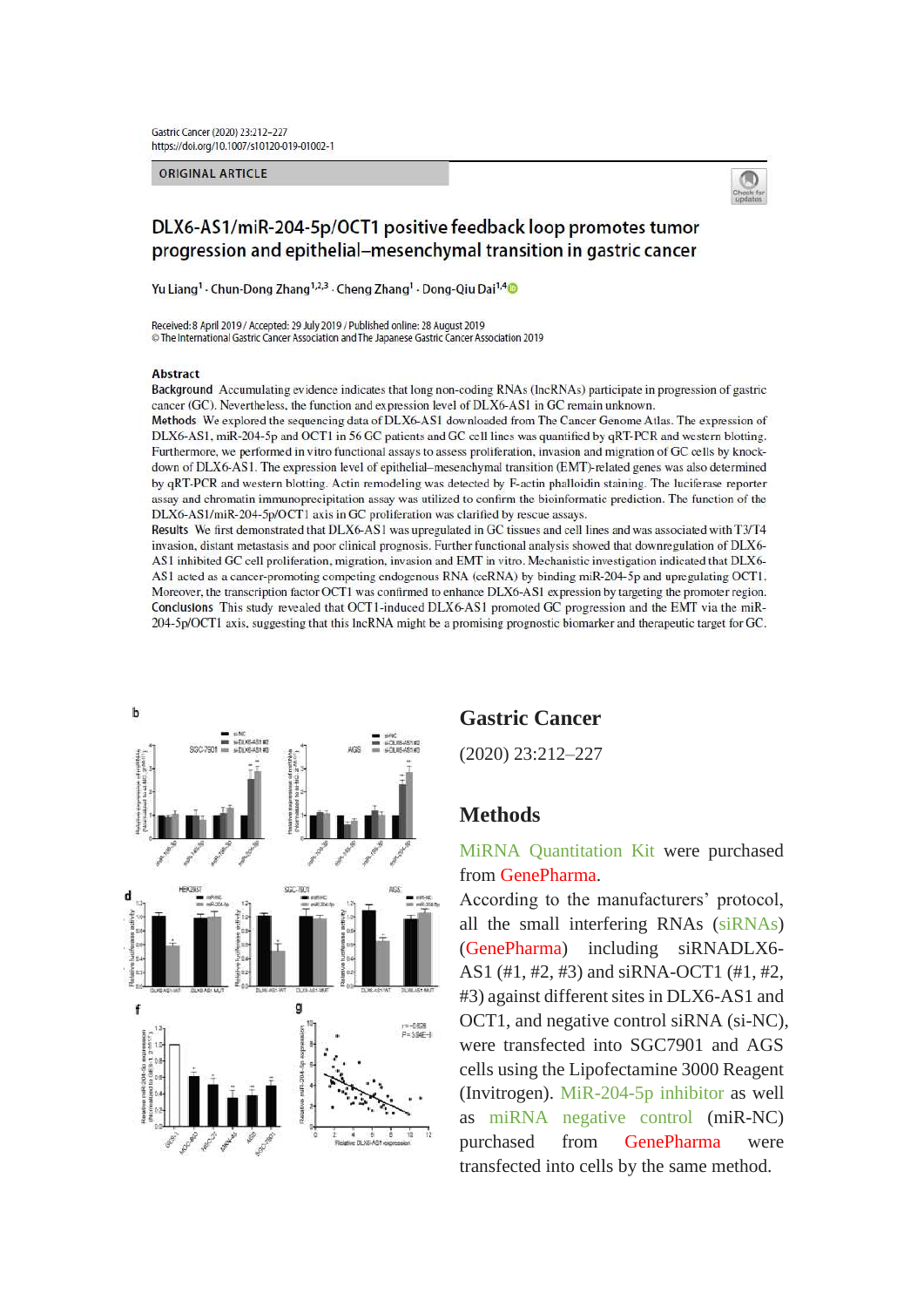Gastric Cancer (2020) 23:212–227
https://doi.org/10.1007/s10120-019-01002-1

ORIGINAL ARTICLE

# DLX6-AS1/miR-204-5p/OCT1 positive feedback loop promotes tumor progression and epithelial–mesenchymal transition in gastric cancer

Yu Liang[1] · Chun-Dong Zhang[1,2,3] · Cheng Zhang[1] · Dong-Qiu Dai[1,4]

Received: 8 April 2019 / Accepted: 29 July 2019 / Published online: 28 August 2019
© The International Gastric Cancer Association and The Japanese Gastric Cancer Association 2019

## Abstract

**Background** Accumulating evidence indicates that long non-coding RNAs (lncRNAs) participate in progression of gastric cancer (GC). Nevertheless, the function and expression level of DLX6-AS1 in GC remain unknown.

**Methods** We explored the sequencing data of DLX6-AS1 downloaded from The Cancer Genome Atlas. The expression of DLX6-AS1, miR-204-5p and OCT1 in 56 GC patients and GC cell lines was quantified by qRT-PCR and western blotting. Furthermore, we performed in vitro functional assays to assess proliferation, invasion and migration of GC cells by knockdown of DLX6-AS1. The expression level of epithelial–mesenchymal transition (EMT)-related genes was also determined by qRT-PCR and western blotting. Actin remodeling was detected by F-actin phalloidin staining. The luciferase reporter assay and chromatin immunoprecipitation assay was utilized to confirm the bioinformatic prediction. The function of the DLX6-AS1/miR-204-5p/OCT1 axis in GC proliferation was clarified by rescue assays.

**Results** We first demonstrated that DLX6-AS1 was upregulated in GC tissues and cell lines and was associated with T3/T4 invasion, distant metastasis and poor clinical prognosis. Further functional analysis showed that downregulation of DLX6-AS1 inhibited GC cell proliferation, migration, invasion and EMT in vitro. Mechanistic investigation indicated that DLX6-AS1 acted as a cancer-promoting competing endogenous RNA (ceRNA) by binding miR-204-5p and upregulating OCT1. Moreover, the transcription factor OCT1 was confirmed to enhance DLX6-AS1 expression by targeting the promoter region.

**Conclusions** This study revealed that OCT1-induced DLX6-AS1 promoted GC progression and the EMT via the miR-204-5p/OCT1 axis, suggesting that this lncRNA might be a promising prognostic biomarker and therapeutic target for GC.

b

SGC-7901
AGS
si-NC
si-DLX6-AS1 #2
si-DLX6-AS1 #3

d

HEK293T
SGC-7901
AGS
miR-NC
miR-204-5p

f

g

r = -0.528
P = 3.84E-8

Relative DLX6-AS1 expression

## Gastric Cancer

(2020) 23:212–227

## Methods

MiRNA Quantitation Kit were purchased from GenePharma.

According to the manufacturers' protocol, all the small interfering RNAs (siRNAs) (GenePharma) including siRNADLX6-AS1 (#1, #2, #3) and siRNA-OCT1 (#1, #2, #3) against different sites in DLX6-AS1 and OCT1, and negative control siRNA (si-NC), were transfected into SGC7901 and AGS cells using the Lipofectamine 3000 Reagent (Invitrogen). MiR-204-5p inhibitor as well as miRNA negative control (miR-NC) purchased from GenePharma were transfected into cells by the same method.